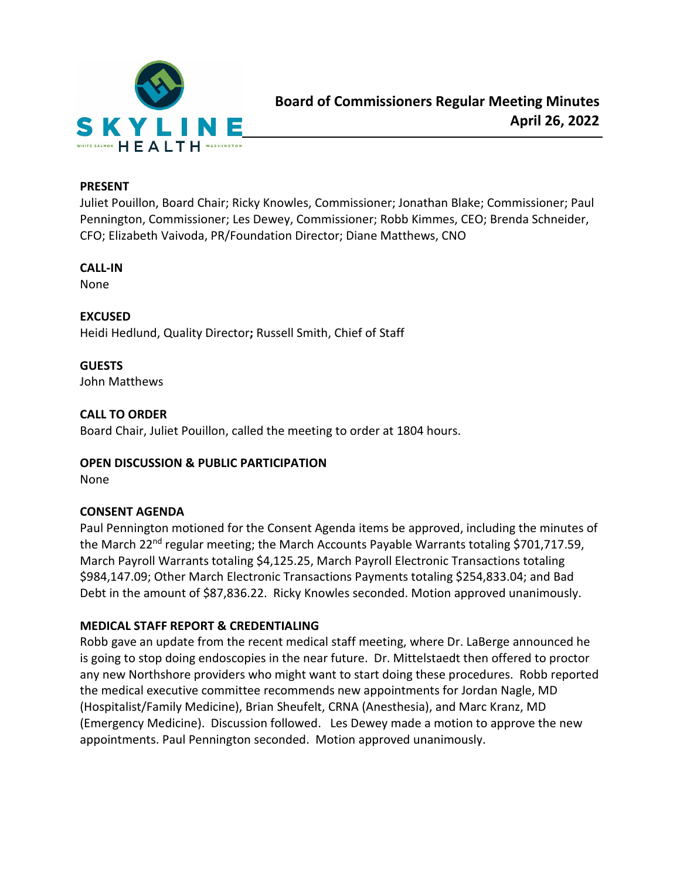# Board of Commissioners Regular Meeting Minutes

**April 26, 2022**

**PRESENT**

Juliet Pouillon, Board Chair; Ricky Knowles, Commissioner; Jonathan Blake; Commissioner; Paul Pennington, Commissioner; Les Dewey, Commissioner; Robb Kimmes, CEO; Brenda Schneider, CFO; Elizabeth Vaivoda, PR/Foundation Director; Diane Matthews, CNO

**CALL-IN**

None

**EXCUSED**

Heidi Hedlund, Quality Director**;** Russell Smith, Chief of Staff

**GUESTS**

John Matthews

**CALL TO ORDER**

Board Chair, Juliet Pouillon, called the meeting to order at 1804 hours.

**OPEN DISCUSSION & PUBLIC PARTICIPATION**

None

**CONSENT AGENDA**

Paul Pennington motioned for the Consent Agenda items be approved, including the minutes of the March 22nd regular meeting; the March Accounts Payable Warrants totaling $701,717.59, March Payroll Warrants totaling $4,125.25, March Payroll Electronic Transactions totaling $984,147.09; Other March Electronic Transactions Payments totaling $254,833.04; and Bad Debt in the amount of $87,836.22. Ricky Knowles seconded. Motion approved unanimously.

**MEDICAL STAFF REPORT & CREDENTIALING**

Robb gave an update from the recent medical staff meeting, where Dr. LaBerge announced he is going to stop doing endoscopies in the near future. Dr. Mittelstaedt then offered to proctor any new Northshore providers who might want to start doing these procedures. Robb reported the medical executive committee recommends new appointments for Jordan Nagle, MD (Hospitalist/Family Medicine), Brian Sheufelt, CRNA (Anesthesia), and Marc Kranz, MD (Emergency Medicine). Discussion followed. Les Dewey made a motion to approve the new appointments. Paul Pennington seconded. Motion approved unanimously.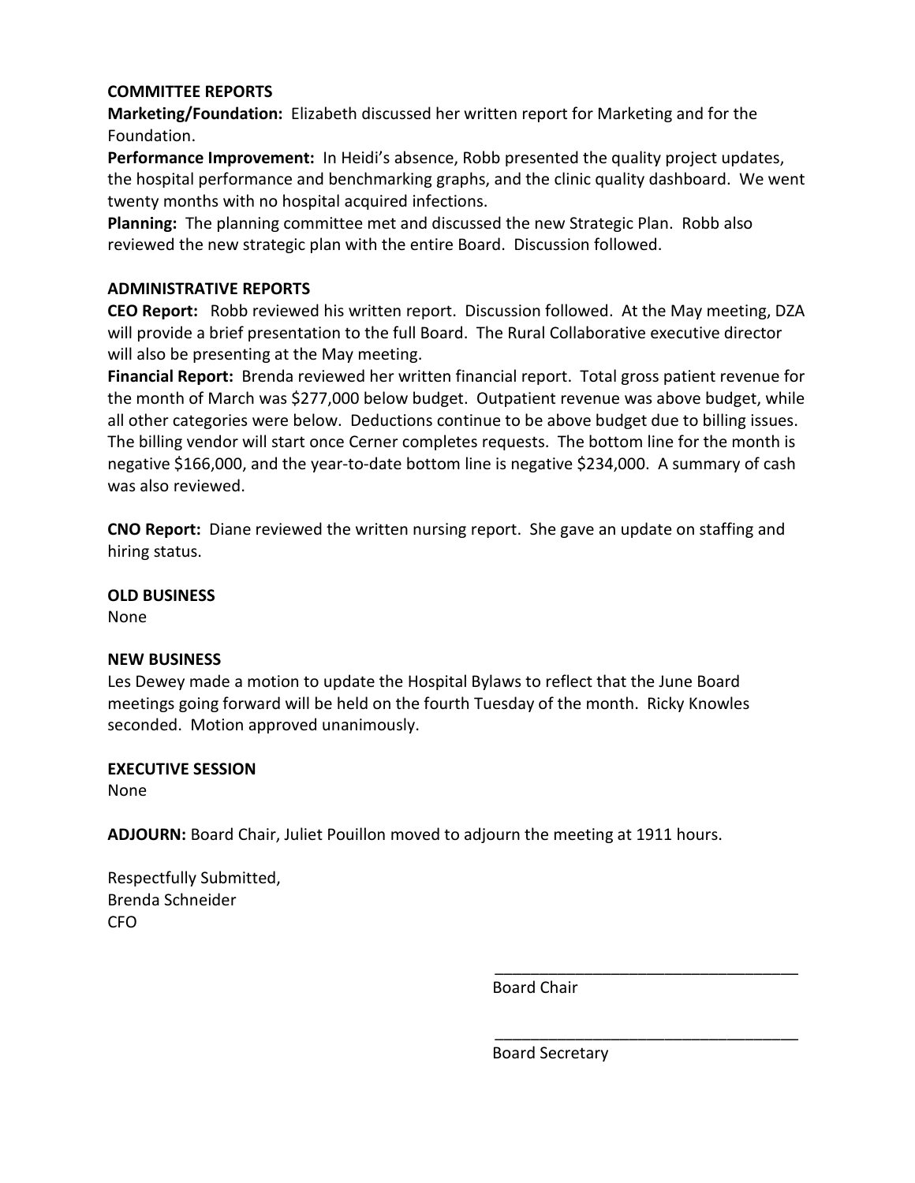**COMMITTEE REPORTS**

**Marketing/Foundation:** Elizabeth discussed her written report for Marketing and for the Foundation.

**Performance Improvement:** In Heidi's absence, Robb presented the quality project updates, the hospital performance and benchmarking graphs, and the clinic quality dashboard. We went twenty months with no hospital acquired infections.

**Planning:** The planning committee met and discussed the new Strategic Plan. Robb also reviewed the new strategic plan with the entire Board. Discussion followed.

**ADMINISTRATIVE REPORTS**

**CEO Report:** Robb reviewed his written report. Discussion followed. At the May meeting, DZA will provide a brief presentation to the full Board. The Rural Collaborative executive director will also be presenting at the May meeting.

**Financial Report:** Brenda reviewed her written financial report. Total gross patient revenue for the month of March was $277,000 below budget. Outpatient revenue was above budget, while all other categories were below. Deductions continue to be above budget due to billing issues. The billing vendor will start once Cerner completes requests. The bottom line for the month is negative $166,000, and the year-to-date bottom line is negative $234,000. A summary of cash was also reviewed.

**CNO Report:** Diane reviewed the written nursing report. She gave an update on staffing and hiring status.

**OLD BUSINESS**

None

**NEW BUSINESS**

Les Dewey made a motion to update the Hospital Bylaws to reflect that the June Board meetings going forward will be held on the fourth Tuesday of the month. Ricky Knowles seconded. Motion approved unanimously.

**EXECUTIVE SESSION**

None

**ADJOURN:** Board Chair, Juliet Pouillon moved to adjourn the meeting at 1911 hours.

Respectfully Submitted,
Brenda Schneider
CFO

___________________________________
Board Chair

___________________________________
Board Secretary